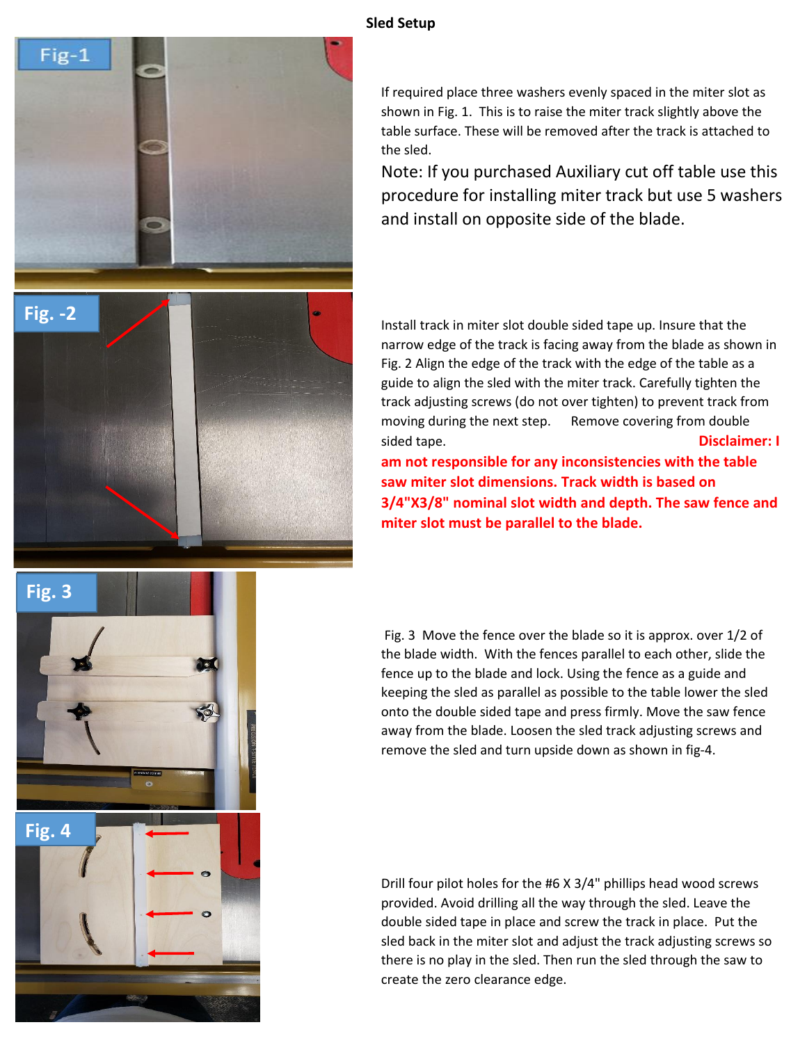# Sled Setup

If required place three washers evenly spaced in the miter slot as shown in Fig. 1. This is to raise the miter track slightly above the table surface. These will be removed after the track is attached to the sled.

Note: If you purchased Auxiliary cut off table use this procedure for installing miter track but use 5 washers and install on opposite side of the blade.

Install track in miter slot double sided tape up. Insure that the narrow edge of the track is facing away from the blade as shown in Fig. 2 Align the edge of the track with the edge of the table as a guide to align the sled with the miter track. Carefully tighten the track adjusting screws (do not over tighten) to prevent track from moving during the next step. Remove covering from double sided tape. **Disclaimer: I am not responsible for any inconsistencies with the table saw miter slot dimensions. Track width is based on 3/4"X3/8" nominal slot width and depth. The saw fence and miter slot must be parallel to the blade.**

Fig. 3 Move the fence over the blade so it is approx. over 1/2 of the blade width. With the fences parallel to each other, slide the fence up to the blade and lock. Using the fence as a guide and keeping the sled as parallel as possible to the table lower the sled onto the double sided tape and press firmly. Move the saw fence away from the blade. Loosen the sled track adjusting screws and remove the sled and turn upside down as shown in fig-4.

Drill four pilot holes for the #6 X 3/4" phillips head wood screws provided. Avoid drilling all the way through the sled. Leave the double sided tape in place and screw the track in place. Put the sled back in the miter slot and adjust the track adjusting screws so there is no play in the sled. Then run the sled through the saw to create the zero clearance edge.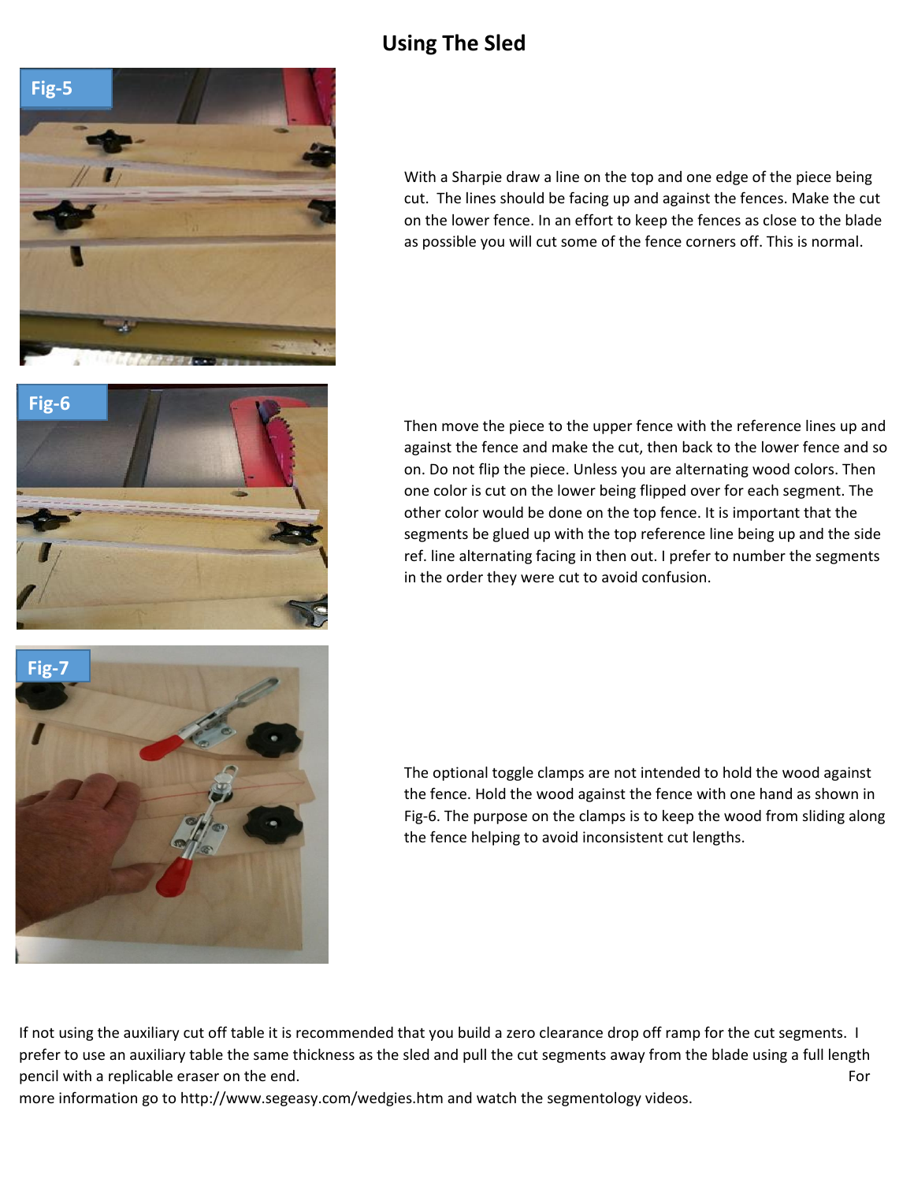# Using The Sled

Fig-5

With a Sharpie draw a line on the top and one edge of the piece being cut. The lines should be facing up and against the fences. Make the cut on the lower fence. In an effort to keep the fences as close to the blade as possible you will cut some of the fence corners off. This is normal.

Fig-6

Then move the piece to the upper fence with the reference lines up and against the fence and make the cut, then back to the lower fence and so on. Do not flip the piece. Unless you are alternating wood colors. Then one color is cut on the lower being flipped over for each segment. The other color would be done on the top fence. It is important that the segments be glued up with the top reference line being up and the side ref. line alternating facing in then out. I prefer to number the segments in the order they were cut to avoid confusion.

Fig-7

The optional toggle clamps are not intended to hold the wood against the fence. Hold the wood against the fence with one hand as shown in Fig-6. The purpose on the clamps is to keep the wood from sliding along the fence helping to avoid inconsistent cut lengths.

If not using the auxiliary cut off table it is recommended that you build a zero clearance drop off ramp for the cut segments. I prefer to use an auxiliary table the same thickness as the sled and pull the cut segments away from the blade using a full length pencil with a replicable eraser on the end. For more information go to http://www.segeasy.com/wedgies.htm and watch the segmentology videos.